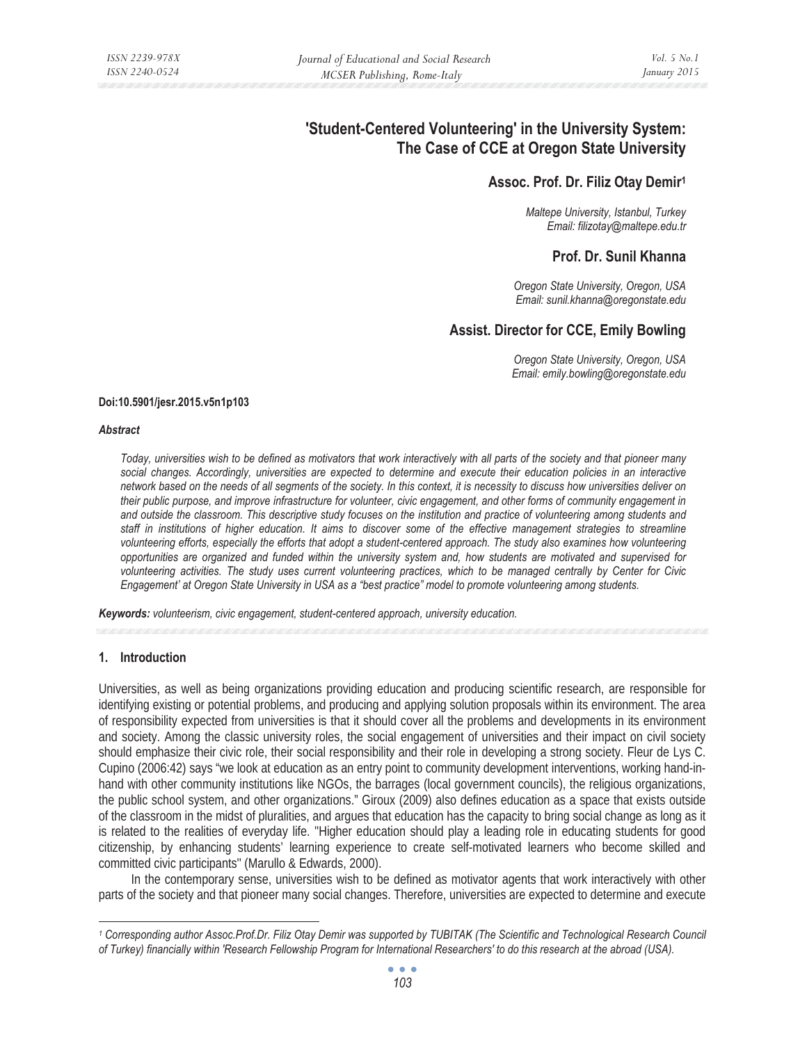# 'Student-Centered Volunteering' in the University System: The Case of CCE at Oregon State University

### Assoc. Prof. Dr. Filiz Otay Demir[1]

*Maltepe University, Istanbul, Turkey*
*Email: filizotay@maltepe.edu.tr*

### Prof. Dr. Sunil Khanna

*Oregon State University, Oregon, USA*
*Email: sunil.khanna@oregonstate.edu*

### Assist. Director for CCE, Emily Bowling

*Oregon State University, Oregon, USA*
*Email: emily.bowling@oregonstate.edu*

**Doi:10.5901/jesr.2015.v5n1p103**

***Abstract***

*Today, universities wish to be defined as motivators that work interactively with all parts of the society and that pioneer many social changes. Accordingly, universities are expected to determine and execute their education policies in an interactive network based on the needs of all segments of the society. In this context, it is necessity to discuss how universities deliver on their public purpose, and improve infrastructure for volunteer, civic engagement, and other forms of community engagement in and outside the classroom. This descriptive study focuses on the institution and practice of volunteering among students and staff in institutions of higher education. It aims to discover some of the effective management strategies to streamline volunteering efforts, especially the efforts that adopt a student-centered approach. The study also examines how volunteering opportunities are organized and funded within the university system and, how students are motivated and supervised for volunteering activities. The study uses current volunteering practices, which to be managed centrally by Center for Civic Engagement' at Oregon State University in USA as a "best practice" model to promote volunteering among students.*

***Keywords:*** *volunteerism, civic engagement, student-centered approach, university education.*

## 1. Introduction

Universities, as well as being organizations providing education and producing scientific research, are responsible for identifying existing or potential problems, and producing and applying solution proposals within its environment. The area of responsibility expected from universities is that it should cover all the problems and developments in its environment and society. Among the classic university roles, the social engagement of universities and their impact on civil society should emphasize their civic role, their social responsibility and their role in developing a strong society. Fleur de Lys C. Cupino (2006:42) says "we look at education as an entry point to community development interventions, working hand-in-hand with other community institutions like NGOs, the barrages (local government councils), the religious organizations, the public school system, and other organizations." Giroux (2009) also defines education as a space that exists outside of the classroom in the midst of pluralities, and argues that education has the capacity to bring social change as long as it is related to the realities of everyday life. "Higher education should play a leading role in educating students for good citizenship, by enhancing students' learning experience to create self-motivated learners who become skilled and committed civic participants" (Marullo & Edwards, 2000).

In the contemporary sense, universities wish to be defined as motivator agents that work interactively with other parts of the society and that pioneer many social changes. Therefore, universities are expected to determine and execute

---

[1] *Corresponding author Assoc.Prof.Dr. Filiz Otay Demir was supported by TUBITAK (The Scientific and Technological Research Council of Turkey) financially within 'Research Fellowship Program for International Researchers' to do this research at the abroad (USA).*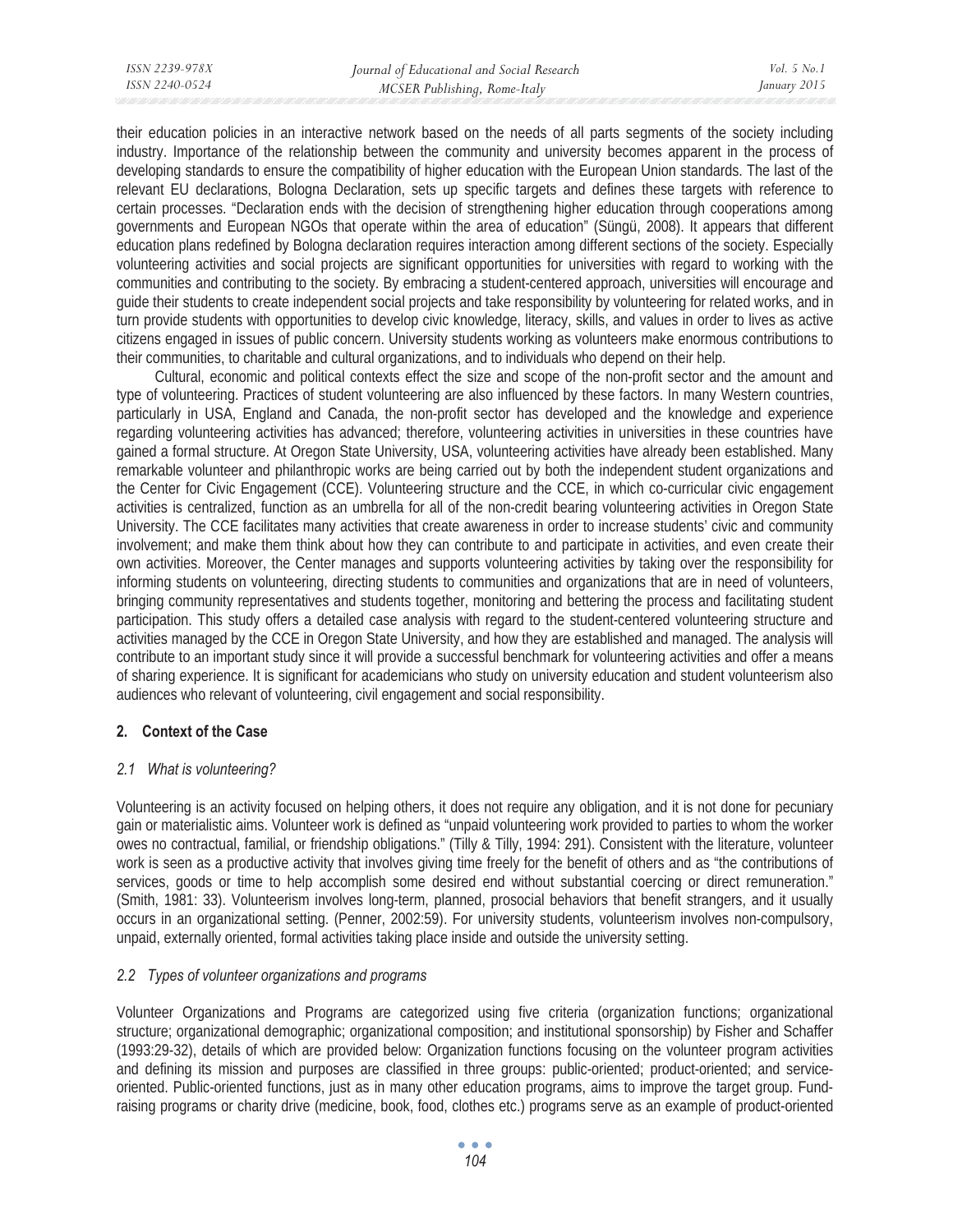their education policies in an interactive network based on the needs of all parts segments of the society including industry. Importance of the relationship between the community and university becomes apparent in the process of developing standards to ensure the compatibility of higher education with the European Union standards. The last of the relevant EU declarations, Bologna Declaration, sets up specific targets and defines these targets with reference to certain processes. "Declaration ends with the decision of strengthening higher education through cooperations among governments and European NGOs that operate within the area of education" (Süngü, 2008). It appears that different education plans redefined by Bologna declaration requires interaction among different sections of the society. Especially volunteering activities and social projects are significant opportunities for universities with regard to working with the communities and contributing to the society. By embracing a student-centered approach, universities will encourage and guide their students to create independent social projects and take responsibility by volunteering for related works, and in turn provide students with opportunities to develop civic knowledge, literacy, skills, and values in order to lives as active citizens engaged in issues of public concern. University students working as volunteers make enormous contributions to their communities, to charitable and cultural organizations, and to individuals who depend on their help.

Cultural, economic and political contexts effect the size and scope of the non-profit sector and the amount and type of volunteering. Practices of student volunteering are also influenced by these factors. In many Western countries, particularly in USA, England and Canada, the non-profit sector has developed and the knowledge and experience regarding volunteering activities has advanced; therefore, volunteering activities in universities in these countries have gained a formal structure. At Oregon State University, USA, volunteering activities have already been established. Many remarkable volunteer and philanthropic works are being carried out by both the independent student organizations and the Center for Civic Engagement (CCE). Volunteering structure and the CCE, in which co-curricular civic engagement activities is centralized, function as an umbrella for all of the non-credit bearing volunteering activities in Oregon State University. The CCE facilitates many activities that create awareness in order to increase students' civic and community involvement; and make them think about how they can contribute to and participate in activities, and even create their own activities. Moreover, the Center manages and supports volunteering activities by taking over the responsibility for informing students on volunteering, directing students to communities and organizations that are in need of volunteers, bringing community representatives and students together, monitoring and bettering the process and facilitating student participation. This study offers a detailed case analysis with regard to the student-centered volunteering structure and activities managed by the CCE in Oregon State University, and how they are established and managed. The analysis will contribute to an important study since it will provide a successful benchmark for volunteering activities and offer a means of sharing experience. It is significant for academicians who study on university education and student volunteerism also audiences who relevant of volunteering, civil engagement and social responsibility.

## 2. Context of the Case

### *2.1 What is volunteering?*

Volunteering is an activity focused on helping others, it does not require any obligation, and it is not done for pecuniary gain or materialistic aims. Volunteer work is defined as "unpaid volunteering work provided to parties to whom the worker owes no contractual, familial, or friendship obligations." (Tilly & Tilly, 1994: 291). Consistent with the literature, volunteer work is seen as a productive activity that involves giving time freely for the benefit of others and as "the contributions of services, goods or time to help accomplish some desired end without substantial coercing or direct remuneration." (Smith, 1981: 33). Volunteerism involves long-term, planned, prosocial behaviors that benefit strangers, and it usually occurs in an organizational setting. (Penner, 2002:59). For university students, volunteerism involves non-compulsory, unpaid, externally oriented, formal activities taking place inside and outside the university setting.

### *2.2 Types of volunteer organizations and programs*

Volunteer Organizations and Programs are categorized using five criteria (organization functions; organizational structure; organizational demographic; organizational composition; and institutional sponsorship) by Fisher and Schaffer (1993:29-32), details of which are provided below: Organization functions focusing on the volunteer program activities and defining its mission and purposes are classified in three groups: public-oriented; product-oriented; and service-oriented. Public-oriented functions, just as in many other education programs, aims to improve the target group. Fund-raising programs or charity drive (medicine, book, food, clothes etc.) programs serve as an example of product-oriented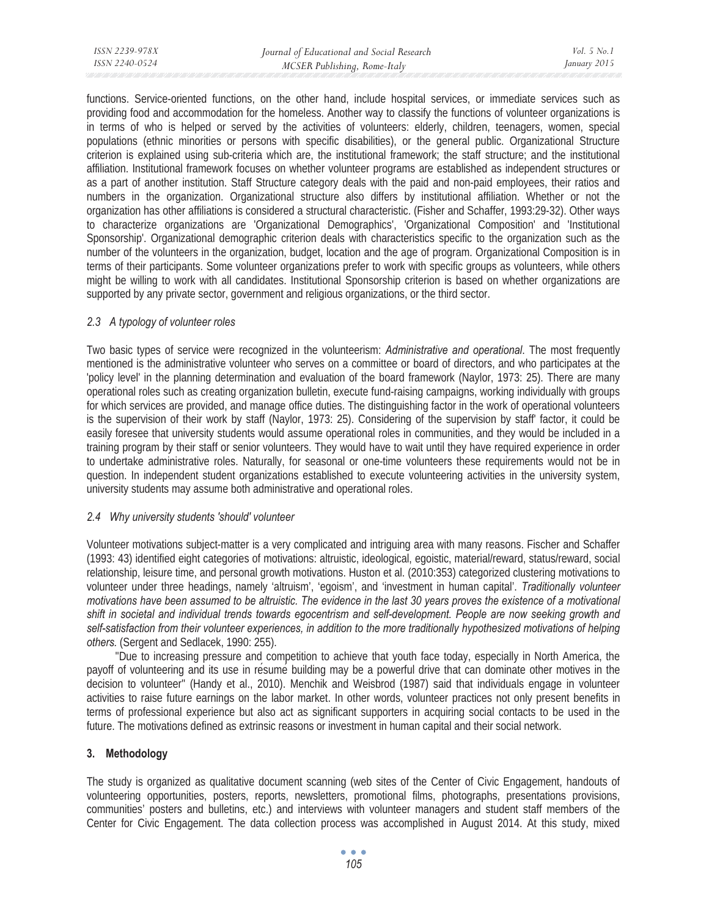functions. Service-oriented functions, on the other hand, include hospital services, or immediate services such as providing food and accommodation for the homeless. Another way to classify the functions of volunteer organizations is in terms of who is helped or served by the activities of volunteers: elderly, children, teenagers, women, special populations (ethnic minorities or persons with specific disabilities), or the general public. Organizational Structure criterion is explained using sub-criteria which are, the institutional framework; the staff structure; and the institutional affiliation. Institutional framework focuses on whether volunteer programs are established as independent structures or as a part of another institution. Staff Structure category deals with the paid and non-paid employees, their ratios and numbers in the organization. Organizational structure also differs by institutional affiliation. Whether or not the organization has other affiliations is considered a structural characteristic. (Fisher and Schaffer, 1993:29-32). Other ways to characterize organizations are 'Organizational Demographics', 'Organizational Composition' and 'Institutional Sponsorship'. Organizational demographic criterion deals with characteristics specific to the organization such as the number of the volunteers in the organization, budget, location and the age of program. Organizational Composition is in terms of their participants. Some volunteer organizations prefer to work with specific groups as volunteers, while others might be willing to work with all candidates. Institutional Sponsorship criterion is based on whether organizations are supported by any private sector, government and religious organizations, or the third sector.

### *2.3 A typology of volunteer roles*

Two basic types of service were recognized in the volunteerism: *Administrative and operational*. The most frequently mentioned is the administrative volunteer who serves on a committee or board of directors, and who participates at the 'policy level' in the planning determination and evaluation of the board framework (Naylor, 1973: 25). There are many operational roles such as creating organization bulletin, execute fund-raising campaigns, working individually with groups for which services are provided, and manage office duties. The distinguishing factor in the work of operational volunteers is the supervision of their work by staff (Naylor, 1973: 25). Considering of the supervision by staff' factor, it could be easily foresee that university students would assume operational roles in communities, and they would be included in a training program by their staff or senior volunteers. They would have to wait until they have required experience in order to undertake administrative roles. Naturally, for seasonal or one-time volunteers these requirements would not be in question. In independent student organizations established to execute volunteering activities in the university system, university students may assume both administrative and operational roles.

### *2.4 Why university students 'should' volunteer*

Volunteer motivations subject-matter is a very complicated and intriguing area with many reasons. Fischer and Schaffer (1993: 43) identified eight categories of motivations: altruistic, ideological, egoistic, material/reward, status/reward, social relationship, leisure time, and personal growth motivations. Huston et al. (2010:353) categorized clustering motivations to volunteer under three headings, namely 'altruism', 'egoism', and 'investment in human capital'. *Traditionally volunteer motivations have been assumed to be altruistic. The evidence in the last 30 years proves the existence of a motivational shift in societal and individual trends towards egocentrism and self-development. People are now seeking growth and self-satisfaction from their volunteer experiences, in addition to the more traditionally hypothesized motivations of helping others.* (Sergent and Sedlacek, 1990: 255).

"Due to increasing pressure and competition to achieve that youth face today, especially in North America, the payoff of volunteering and its use in résume building may be a powerful drive that can dominate other motives in the decision to volunteer" (Handy et al., 2010). Menchik and Weisbrod (1987) said that individuals engage in volunteer activities to raise future earnings on the labor market. In other words, volunteer practices not only present benefits in terms of professional experience but also act as significant supporters in acquiring social contacts to be used in the future. The motivations defined as extrinsic reasons or investment in human capital and their social network.

## 3. Methodology

The study is organized as qualitative document scanning (web sites of the Center of Civic Engagement, handouts of volunteering opportunities, posters, reports, newsletters, promotional films, photographs, presentations provisions, communities' posters and bulletins, etc.) and interviews with volunteer managers and student staff members of the Center for Civic Engagement. The data collection process was accomplished in August 2014. At this study, mixed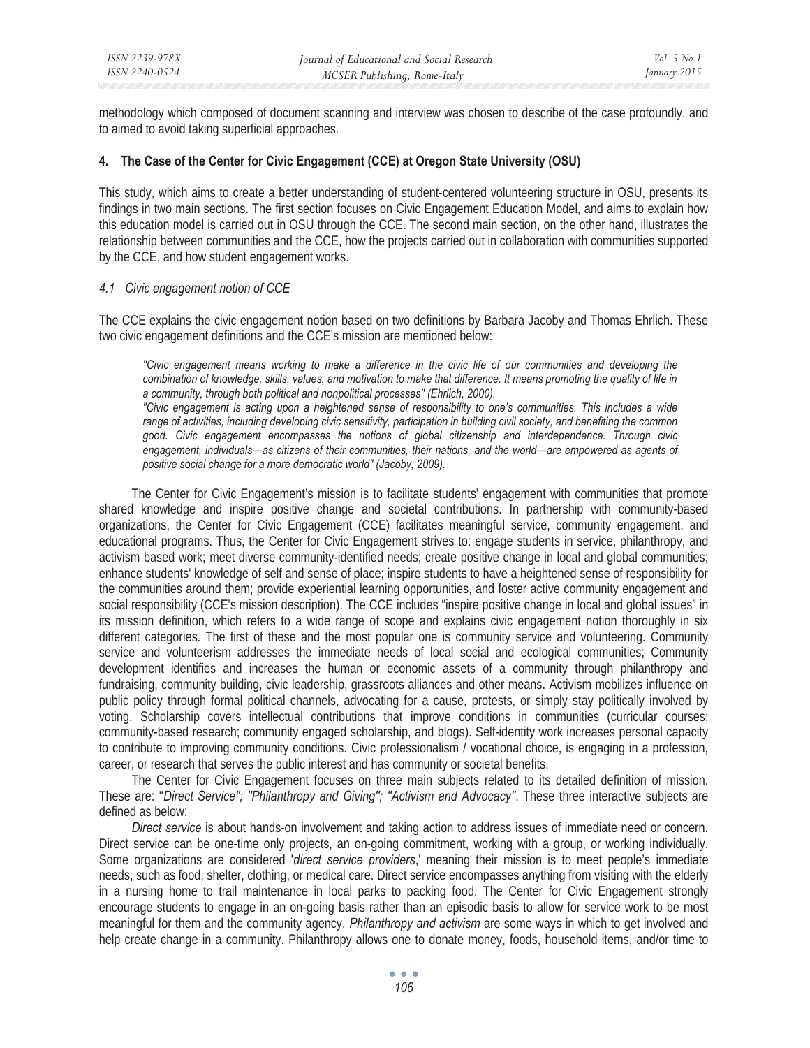methodology which composed of document scanning and interview was chosen to describe of the case profoundly, and to aimed to avoid taking superficial approaches.

## 4. The Case of the Center for Civic Engagement (CCE) at Oregon State University (OSU)

This study, which aims to create a better understanding of student-centered volunteering structure in OSU, presents its findings in two main sections. The first section focuses on Civic Engagement Education Model, and aims to explain how this education model is carried out in OSU through the CCE. The second main section, on the other hand, illustrates the relationship between communities and the CCE, how the projects carried out in collaboration with communities supported by the CCE, and how student engagement works.

### *4.1 Civic engagement notion of CCE*

The CCE explains the civic engagement notion based on two definitions by Barbara Jacoby and Thomas Ehrlich. These two civic engagement definitions and the CCE's mission are mentioned below:

> *"Civic engagement means working to make a difference in the civic life of our communities and developing the combination of knowledge, skills, values, and motivation to make that difference. It means promoting the quality of life in a community, through both political and nonpolitical processes" (Ehrlich, 2000).*
>
> *"Civic engagement is acting upon a heightened sense of responsibility to one's communities. This includes a wide range of activities, including developing civic sensitivity, participation in building civil society, and benefiting the common good. Civic engagement encompasses the notions of global citizenship and interdependence. Through civic engagement, individuals—as citizens of their communities, their nations, and the world—are empowered as agents of positive social change for a more democratic world" (Jacoby, 2009).*

The Center for Civic Engagement's mission is to facilitate students' engagement with communities that promote shared knowledge and inspire positive change and societal contributions. In partnership with community-based organizations, the Center for Civic Engagement (CCE) facilitates meaningful service, community engagement, and educational programs. Thus, the Center for Civic Engagement strives to: engage students in service, philanthropy, and activism based work; meet diverse community-identified needs; create positive change in local and global communities; enhance students' knowledge of self and sense of place; inspire students to have a heightened sense of responsibility for the communities around them; provide experiential learning opportunities, and foster active community engagement and social responsibility (CCE's mission description). The CCE includes "inspire positive change in local and global issues" in its mission definition, which refers to a wide range of scope and explains civic engagement notion thoroughly in six different categories. The first of these and the most popular one is community service and volunteering. Community service and volunteerism addresses the immediate needs of local social and ecological communities; Community development identifies and increases the human or economic assets of a community through philanthropy and fundraising, community building, civic leadership, grassroots alliances and other means. Activism mobilizes influence on public policy through formal political channels, advocating for a cause, protests, or simply stay politically involved by voting. Scholarship covers intellectual contributions that improve conditions in communities (curricular courses; community-based research; community engaged scholarship, and blogs). Self-identity work increases personal capacity to contribute to improving community conditions. Civic professionalism / vocational choice, is engaging in a profession, career, or research that serves the public interest and has community or societal benefits.

The Center for Civic Engagement focuses on three main subjects related to its detailed definition of mission. These are: "*Direct Service"; "Philanthropy and Giving"; "Activism and Advocacy"*. These three interactive subjects are defined as below:

*Direct service* is about hands-on involvement and taking action to address issues of immediate need or concern. Direct service can be one-time only projects, an on-going commitment, working with a group, or working individually. Some organizations are considered '*direct service providers*,' meaning their mission is to meet people's immediate needs, such as food, shelter, clothing, or medical care. Direct service encompasses anything from visiting with the elderly in a nursing home to trail maintenance in local parks to packing food. The Center for Civic Engagement strongly encourage students to engage in an on-going basis rather than an episodic basis to allow for service work to be most meaningful for them and the community agency. *Philanthropy and activism* are some ways in which to get involved and help create change in a community. Philanthropy allows one to donate money, foods, household items, and/or time to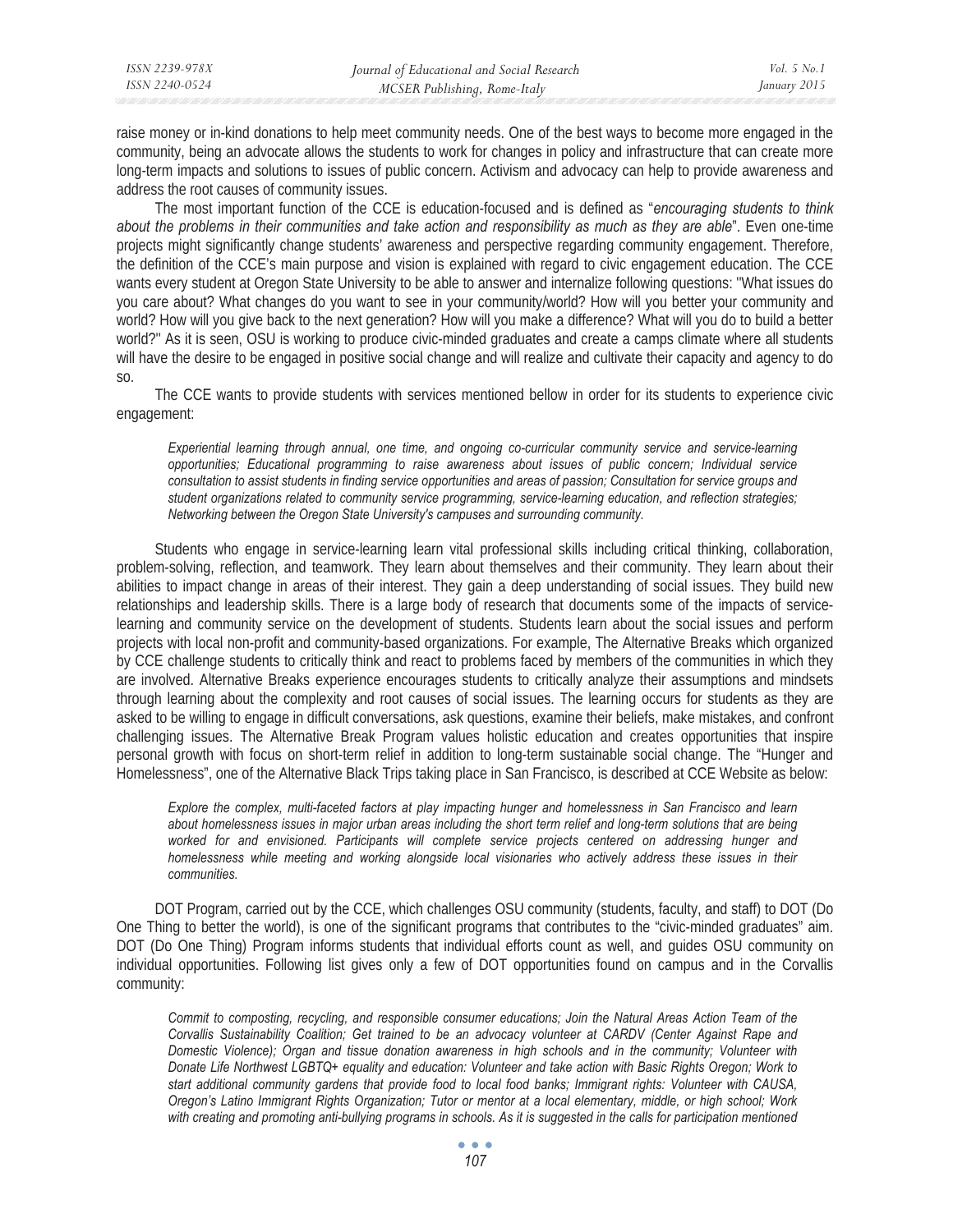raise money or in-kind donations to help meet community needs. One of the best ways to become more engaged in the community, being an advocate allows the students to work for changes in policy and infrastructure that can create more long-term impacts and solutions to issues of public concern. Activism and advocacy can help to provide awareness and address the root causes of community issues.

The most important function of the CCE is education-focused and is defined as "*encouraging students to think about the problems in their communities and take action and responsibility as much as they are able*". Even one-time projects might significantly change students' awareness and perspective regarding community engagement. Therefore, the definition of the CCE's main purpose and vision is explained with regard to civic engagement education. The CCE wants every student at Oregon State University to be able to answer and internalize following questions: "What issues do you care about? What changes do you want to see in your community/world? How will you better your community and world? How will you give back to the next generation? How will you make a difference? What will you do to build a better world?" As it is seen, OSU is working to produce civic-minded graduates and create a camps climate where all students will have the desire to be engaged in positive social change and will realize and cultivate their capacity and agency to do so.

The CCE wants to provide students with services mentioned bellow in order for its students to experience civic engagement:

> *Experiential learning through annual, one time, and ongoing co-curricular community service and service-learning opportunities; Educational programming to raise awareness about issues of public concern; Individual service consultation to assist students in finding service opportunities and areas of passion; Consultation for service groups and student organizations related to community service programming, service-learning education, and reflection strategies; Networking between the Oregon State University's campuses and surrounding community.*

Students who engage in service-learning learn vital professional skills including critical thinking, collaboration, problem-solving, reflection, and teamwork. They learn about themselves and their community. They learn about their abilities to impact change in areas of their interest. They gain a deep understanding of social issues. They build new relationships and leadership skills. There is a large body of research that documents some of the impacts of service-learning and community service on the development of students. Students learn about the social issues and perform projects with local non-profit and community-based organizations. For example, The Alternative Breaks which organized by CCE challenge students to critically think and react to problems faced by members of the communities in which they are involved. Alternative Breaks experience encourages students to critically analyze their assumptions and mindsets through learning about the complexity and root causes of social issues. The learning occurs for students as they are asked to be willing to engage in difficult conversations, ask questions, examine their beliefs, make mistakes, and confront challenging issues. The Alternative Break Program values holistic education and creates opportunities that inspire personal growth with focus on short-term relief in addition to long-term sustainable social change. The "Hunger and Homelessness", one of the Alternative Black Trips taking place in San Francisco, is described at CCE Website as below:

> *Explore the complex, multi-faceted factors at play impacting hunger and homelessness in San Francisco and learn about homelessness issues in major urban areas including the short term relief and long-term solutions that are being worked for and envisioned. Participants will complete service projects centered on addressing hunger and homelessness while meeting and working alongside local visionaries who actively address these issues in their communities.*

DOT Program, carried out by the CCE, which challenges OSU community (students, faculty, and staff) to DOT (Do One Thing to better the world), is one of the significant programs that contributes to the "civic-minded graduates" aim. DOT (Do One Thing) Program informs students that individual efforts count as well, and guides OSU community on individual opportunities. Following list gives only a few of DOT opportunities found on campus and in the Corvallis community:

> *Commit to composting, recycling, and responsible consumer educations; Join the Natural Areas Action Team of the Corvallis Sustainability Coalition; Get trained to be an advocacy volunteer at CARDV (Center Against Rape and Domestic Violence); Organ and tissue donation awareness in high schools and in the community; Volunteer with Donate Life Northwest LGBTQ+ equality and education: Volunteer and take action with Basic Rights Oregon; Work to start additional community gardens that provide food to local food banks; Immigrant rights: Volunteer with CAUSA, Oregon's Latino Immigrant Rights Organization; Tutor or mentor at a local elementary, middle, or high school; Work with creating and promoting anti-bullying programs in schools. As it is suggested in the calls for participation mentioned*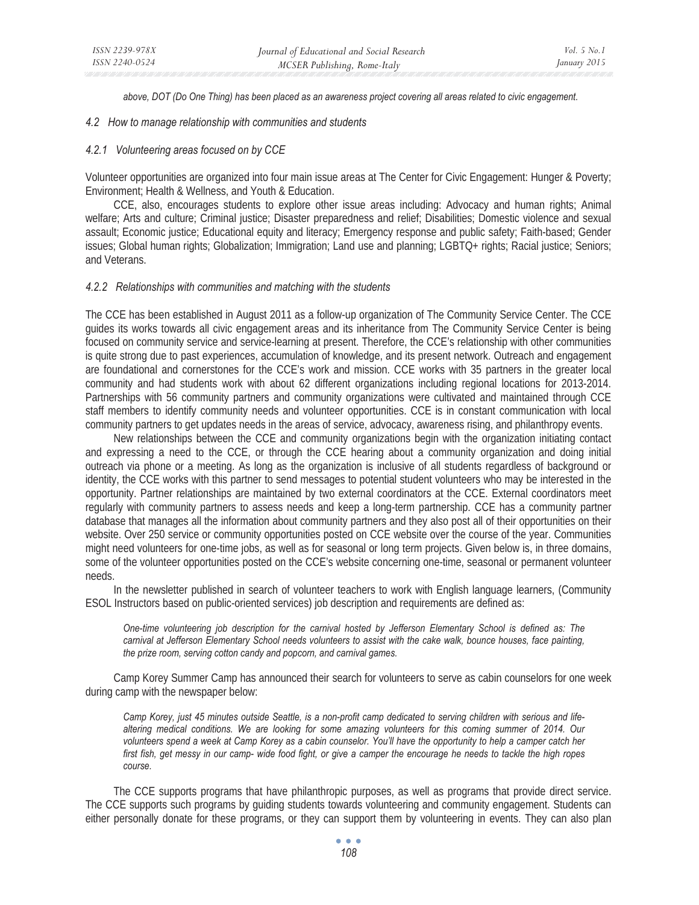*above, DOT (Do One Thing) has been placed as an awareness project covering all areas related to civic engagement.*

### *4.2 How to manage relationship with communities and students*

#### *4.2.1 Volunteering areas focused on by CCE*

Volunteer opportunities are organized into four main issue areas at The Center for Civic Engagement: Hunger & Poverty; Environment; Health & Wellness, and Youth & Education.

CCE, also, encourages students to explore other issue areas including: Advocacy and human rights; Animal welfare; Arts and culture; Criminal justice; Disaster preparedness and relief; Disabilities; Domestic violence and sexual assault; Economic justice; Educational equity and literacy; Emergency response and public safety; Faith-based; Gender issues; Global human rights; Globalization; Immigration; Land use and planning; LGBTQ+ rights; Racial justice; Seniors; and Veterans.

#### *4.2.2 Relationships with communities and matching with the students*

The CCE has been established in August 2011 as a follow-up organization of The Community Service Center. The CCE guides its works towards all civic engagement areas and its inheritance from The Community Service Center is being focused on community service and service-learning at present. Therefore, the CCE's relationship with other communities is quite strong due to past experiences, accumulation of knowledge, and its present network. Outreach and engagement are foundational and cornerstones for the CCE's work and mission. CCE works with 35 partners in the greater local community and had students work with about 62 different organizations including regional locations for 2013-2014. Partnerships with 56 community partners and community organizations were cultivated and maintained through CCE staff members to identify community needs and volunteer opportunities. CCE is in constant communication with local community partners to get updates needs in the areas of service, advocacy, awareness rising, and philanthropy events.

New relationships between the CCE and community organizations begin with the organization initiating contact and expressing a need to the CCE, or through the CCE hearing about a community organization and doing initial outreach via phone or a meeting. As long as the organization is inclusive of all students regardless of background or identity, the CCE works with this partner to send messages to potential student volunteers who may be interested in the opportunity. Partner relationships are maintained by two external coordinators at the CCE. External coordinators meet regularly with community partners to assess needs and keep a long-term partnership. CCE has a community partner database that manages all the information about community partners and they also post all of their opportunities on their website. Over 250 service or community opportunities posted on CCE website over the course of the year. Communities might need volunteers for one-time jobs, as well as for seasonal or long term projects. Given below is, in three domains, some of the volunteer opportunities posted on the CCE's website concerning one-time, seasonal or permanent volunteer needs.

In the newsletter published in search of volunteer teachers to work with English language learners, (Community ESOL Instructors based on public-oriented services) job description and requirements are defined as:

> *One-time volunteering job description for the carnival hosted by Jefferson Elementary School is defined as: The carnival at Jefferson Elementary School needs volunteers to assist with the cake walk, bounce houses, face painting, the prize room, serving cotton candy and popcorn, and carnival games.*

Camp Korey Summer Camp has announced their search for volunteers to serve as cabin counselors for one week during camp with the newspaper below:

> *Camp Korey, just 45 minutes outside Seattle, is a non-profit camp dedicated to serving children with serious and life-altering medical conditions. We are looking for some amazing volunteers for this coming summer of 2014. Our volunteers spend a week at Camp Korey as a cabin counselor. You'll have the opportunity to help a camper catch her first fish, get messy in our camp- wide food fight, or give a camper the encourage he needs to tackle the high ropes course.*

The CCE supports programs that have philanthropic purposes, as well as programs that provide direct service. The CCE supports such programs by guiding students towards volunteering and community engagement. Students can either personally donate for these programs, or they can support them by volunteering in events. They can also plan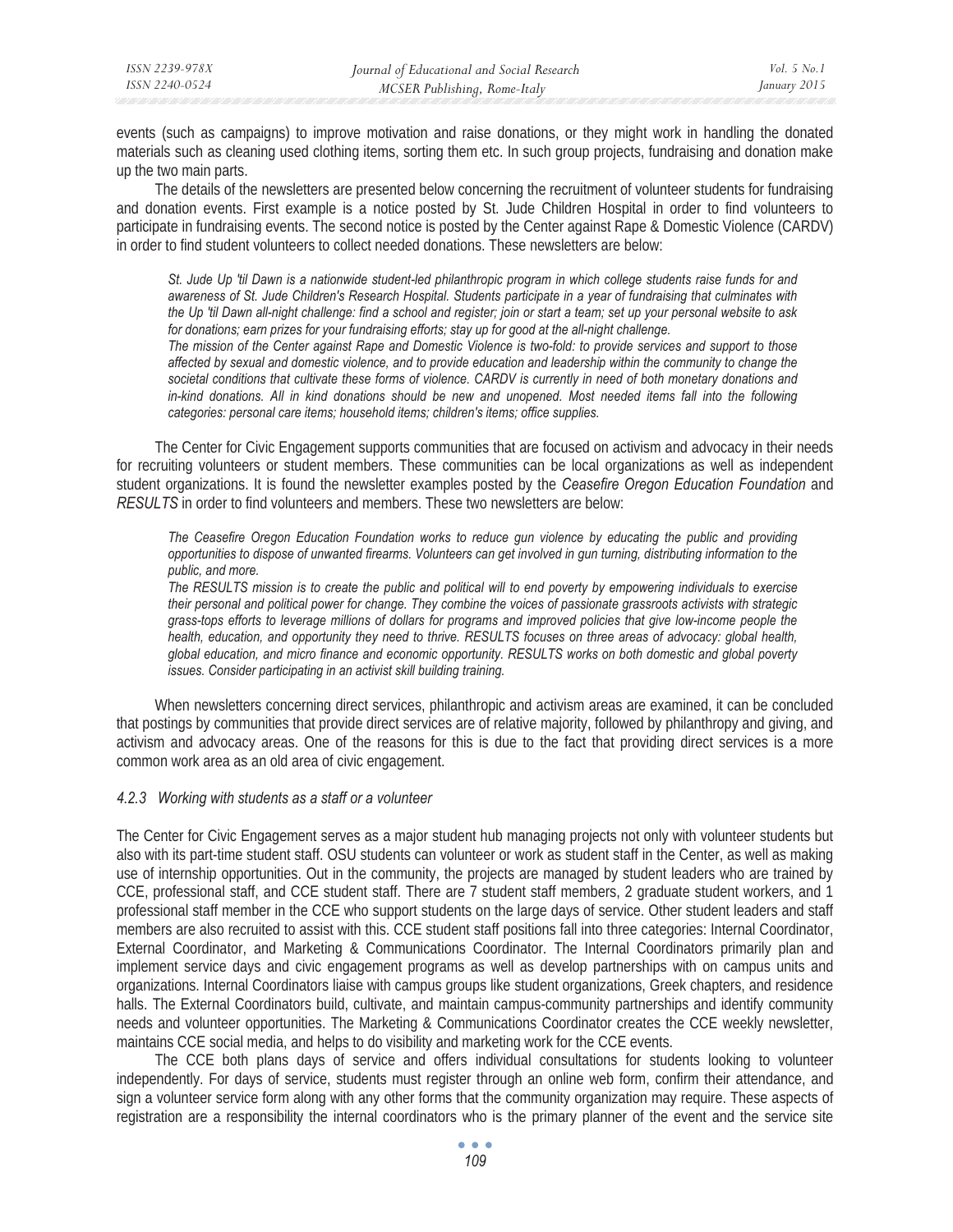events (such as campaigns) to improve motivation and raise donations, or they might work in handling the donated materials such as cleaning used clothing items, sorting them etc. In such group projects, fundraising and donation make up the two main parts.

The details of the newsletters are presented below concerning the recruitment of volunteer students for fundraising and donation events. First example is a notice posted by St. Jude Children Hospital in order to find volunteers to participate in fundraising events. The second notice is posted by the Center against Rape & Domestic Violence (CARDV) in order to find student volunteers to collect needed donations. These newsletters are below:

> *St. Jude Up 'til Dawn is a nationwide student-led philanthropic program in which college students raise funds for and awareness of St. Jude Children's Research Hospital. Students participate in a year of fundraising that culminates with the Up 'til Dawn all-night challenge: find a school and register; join or start a team; set up your personal website to ask for donations; earn prizes for your fundraising efforts; stay up for good at the all-night challenge.*
>
> *The mission of the Center against Rape and Domestic Violence is two-fold: to provide services and support to those affected by sexual and domestic violence, and to provide education and leadership within the community to change the societal conditions that cultivate these forms of violence. CARDV is currently in need of both monetary donations and in-kind donations. All in kind donations should be new and unopened. Most needed items fall into the following categories: personal care items; household items; children's items; office supplies.*

The Center for Civic Engagement supports communities that are focused on activism and advocacy in their needs for recruiting volunteers or student members. These communities can be local organizations as well as independent student organizations. It is found the newsletter examples posted by the *Ceasefire Oregon Education Foundation* and *RESULTS* in order to find volunteers and members. These two newsletters are below:

> *The Ceasefire Oregon Education Foundation works to reduce gun violence by educating the public and providing opportunities to dispose of unwanted firearms. Volunteers can get involved in gun turning, distributing information to the public, and more.*
>
> *The RESULTS mission is to create the public and political will to end poverty by empowering individuals to exercise their personal and political power for change. They combine the voices of passionate grassroots activists with strategic grass-tops efforts to leverage millions of dollars for programs and improved policies that give low-income people the health, education, and opportunity they need to thrive. RESULTS focuses on three areas of advocacy: global health, global education, and micro finance and economic opportunity. RESULTS works on both domestic and global poverty issues. Consider participating in an activist skill building training.*

When newsletters concerning direct services, philanthropic and activism areas are examined, it can be concluded that postings by communities that provide direct services are of relative majority, followed by philanthropy and giving, and activism and advocacy areas. One of the reasons for this is due to the fact that providing direct services is a more common work area as an old area of civic engagement.

#### *4.2.3 Working with students as a staff or a volunteer*

The Center for Civic Engagement serves as a major student hub managing projects not only with volunteer students but also with its part-time student staff. OSU students can volunteer or work as student staff in the Center, as well as making use of internship opportunities. Out in the community, the projects are managed by student leaders who are trained by CCE, professional staff, and CCE student staff. There are 7 student staff members, 2 graduate student workers, and 1 professional staff member in the CCE who support students on the large days of service. Other student leaders and staff members are also recruited to assist with this. CCE student staff positions fall into three categories: Internal Coordinator, External Coordinator, and Marketing & Communications Coordinator. The Internal Coordinators primarily plan and implement service days and civic engagement programs as well as develop partnerships with on campus units and organizations. Internal Coordinators liaise with campus groups like student organizations, Greek chapters, and residence halls. The External Coordinators build, cultivate, and maintain campus-community partnerships and identify community needs and volunteer opportunities. The Marketing & Communications Coordinator creates the CCE weekly newsletter, maintains CCE social media, and helps to do visibility and marketing work for the CCE events.

The CCE both plans days of service and offers individual consultations for students looking to volunteer independently. For days of service, students must register through an online web form, confirm their attendance, and sign a volunteer service form along with any other forms that the community organization may require. These aspects of registration are a responsibility the internal coordinators who is the primary planner of the event and the service site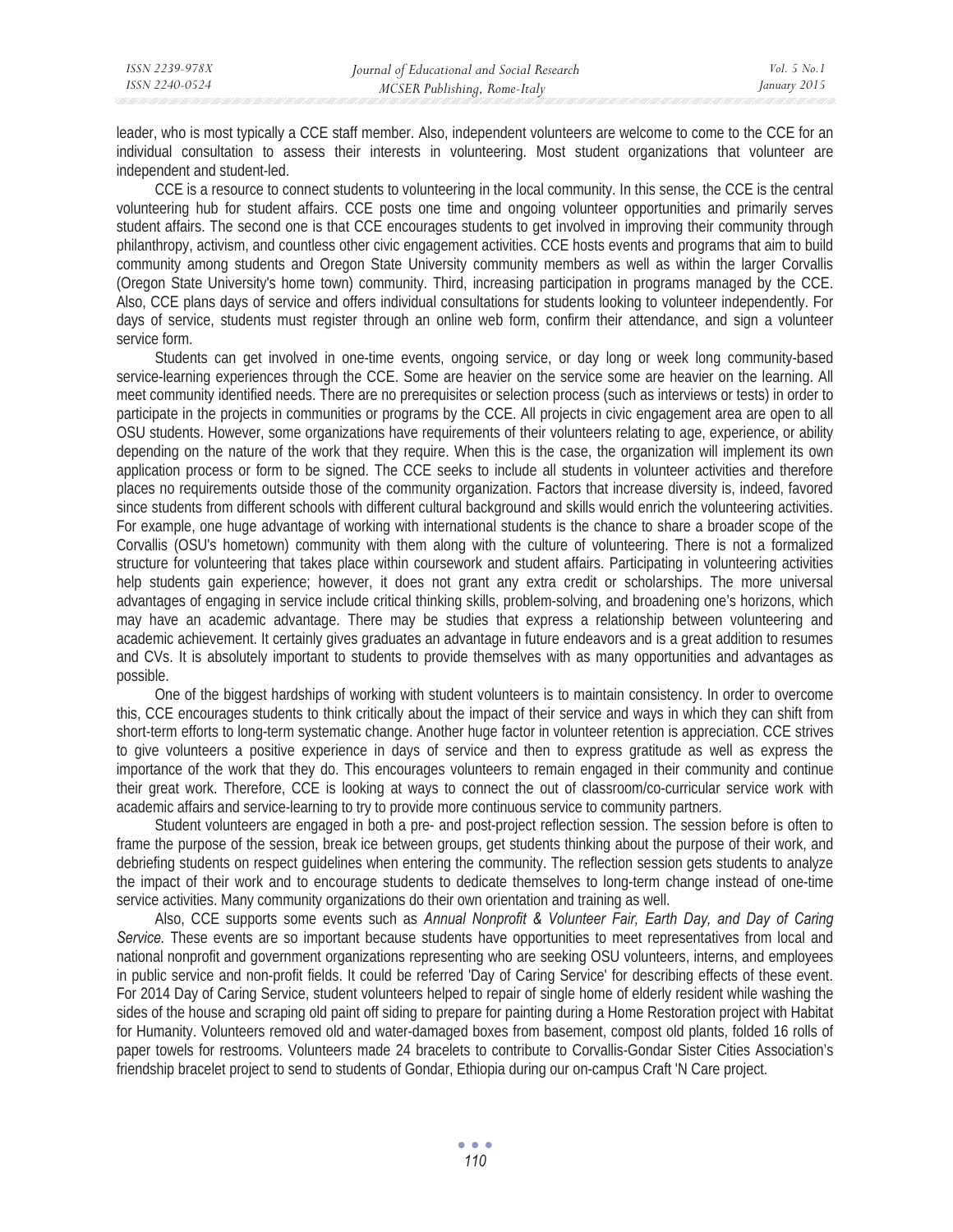leader, who is most typically a CCE staff member. Also, independent volunteers are welcome to come to the CCE for an individual consultation to assess their interests in volunteering. Most student organizations that volunteer are independent and student-led.

CCE is a resource to connect students to volunteering in the local community. In this sense, the CCE is the central volunteering hub for student affairs. CCE posts one time and ongoing volunteer opportunities and primarily serves student affairs. The second one is that CCE encourages students to get involved in improving their community through philanthropy, activism, and countless other civic engagement activities. CCE hosts events and programs that aim to build community among students and Oregon State University community members as well as within the larger Corvallis (Oregon State University's home town) community. Third, increasing participation in programs managed by the CCE. Also, CCE plans days of service and offers individual consultations for students looking to volunteer independently. For days of service, students must register through an online web form, confirm their attendance, and sign a volunteer service form.

Students can get involved in one-time events, ongoing service, or day long or week long community-based service-learning experiences through the CCE. Some are heavier on the service some are heavier on the learning. All meet community identified needs. There are no prerequisites or selection process (such as interviews or tests) in order to participate in the projects in communities or programs by the CCE. All projects in civic engagement area are open to all OSU students. However, some organizations have requirements of their volunteers relating to age, experience, or ability depending on the nature of the work that they require. When this is the case, the organization will implement its own application process or form to be signed. The CCE seeks to include all students in volunteer activities and therefore places no requirements outside those of the community organization. Factors that increase diversity is, indeed, favored since students from different schools with different cultural background and skills would enrich the volunteering activities. For example, one huge advantage of working with international students is the chance to share a broader scope of the Corvallis (OSU's hometown) community with them along with the culture of volunteering. There is not a formalized structure for volunteering that takes place within coursework and student affairs. Participating in volunteering activities help students gain experience; however, it does not grant any extra credit or scholarships. The more universal advantages of engaging in service include critical thinking skills, problem-solving, and broadening one's horizons, which may have an academic advantage. There may be studies that express a relationship between volunteering and academic achievement. It certainly gives graduates an advantage in future endeavors and is a great addition to resumes and CVs. It is absolutely important to students to provide themselves with as many opportunities and advantages as possible.

One of the biggest hardships of working with student volunteers is to maintain consistency. In order to overcome this, CCE encourages students to think critically about the impact of their service and ways in which they can shift from short-term efforts to long-term systematic change. Another huge factor in volunteer retention is appreciation. CCE strives to give volunteers a positive experience in days of service and then to express gratitude as well as express the importance of the work that they do. This encourages volunteers to remain engaged in their community and continue their great work. Therefore, CCE is looking at ways to connect the out of classroom/co-curricular service work with academic affairs and service-learning to try to provide more continuous service to community partners.

Student volunteers are engaged in both a pre- and post-project reflection session. The session before is often to frame the purpose of the session, break ice between groups, get students thinking about the purpose of their work, and debriefing students on respect guidelines when entering the community. The reflection session gets students to analyze the impact of their work and to encourage students to dedicate themselves to long-term change instead of one-time service activities. Many community organizations do their own orientation and training as well.

Also, CCE supports some events such as *Annual Nonprofit & Volunteer Fair, Earth Day, and Day of Caring Service.* These events are so important because students have opportunities to meet representatives from local and national nonprofit and government organizations representing who are seeking OSU volunteers, interns, and employees in public service and non-profit fields. It could be referred 'Day of Caring Service' for describing effects of these event. For 2014 Day of Caring Service, student volunteers helped to repair of single home of elderly resident while washing the sides of the house and scraping old paint off siding to prepare for painting during a Home Restoration project with Habitat for Humanity. Volunteers removed old and water-damaged boxes from basement, compost old plants, folded 16 rolls of paper towels for restrooms. Volunteers made 24 bracelets to contribute to Corvallis-Gondar Sister Cities Association's friendship bracelet project to send to students of Gondar, Ethiopia during our on-campus Craft 'N Care project.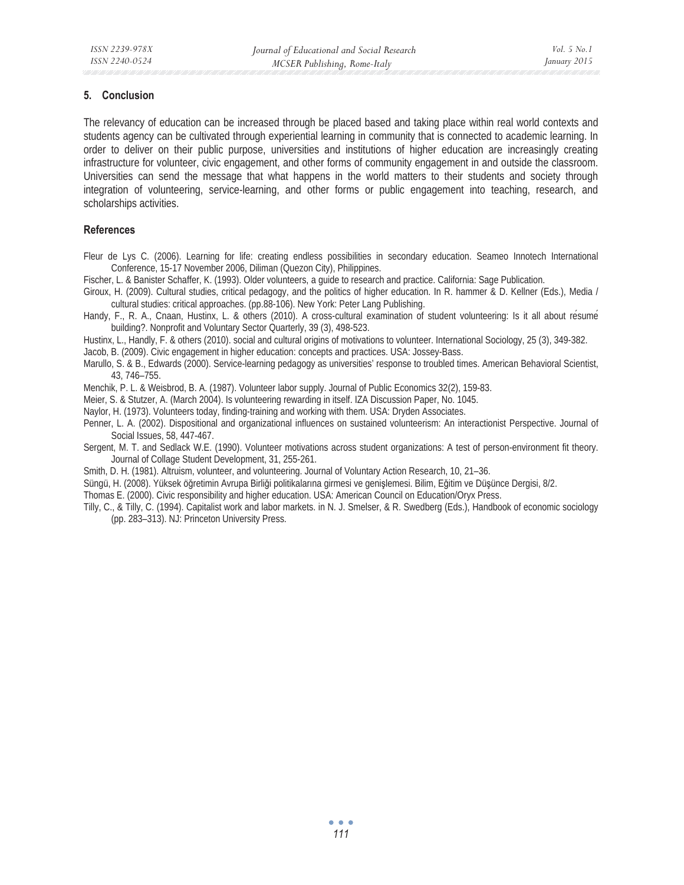## 5. Conclusion

The relevancy of education can be increased through be placed based and taking place within real world contexts and students agency can be cultivated through experiential learning in community that is connected to academic learning. In order to deliver on their public purpose, universities and institutions of higher education are increasingly creating infrastructure for volunteer, civic engagement, and other forms of community engagement in and outside the classroom. Universities can send the message that what happens in the world matters to their students and society through integration of volunteering, service-learning, and other forms or public engagement into teaching, research, and scholarships activities.

## References

Fleur de Lys C. (2006). Learning for life: creating endless possibilities in secondary education. Seameo Innotech International Conference, 15-17 November 2006, Diliman (Quezon City), Philippines.

Fischer, L. & Banister Schaffer, K. (1993). Older volunteers, a guide to research and practice. California: Sage Publication.

Giroux, H. (2009). Cultural studies, critical pedagogy, and the politics of higher education. In R. hammer & D. Kellner (Eds.), Media / cultural studies: critical approaches. (pp.88-106). New York: Peter Lang Publishing.

Handy, F., R. A., Cnaan, Hustinx, L. & others (2010). A cross-cultural examination of student volunteering: Is it all about résumé building?. Nonprofit and Voluntary Sector Quarterly, 39 (3), 498-523.

Hustinx, L., Handly, F. & others (2010). social and cultural origins of motivations to volunteer. International Sociology, 25 (3), 349-382.

Jacob, B. (2009). Civic engagement in higher education: concepts and practices. USA: Jossey-Bass.

Marullo, S. & B., Edwards (2000). Service-learning pedagogy as universities' response to troubled times. American Behavioral Scientist, 43, 746–755.

Menchik, P. L. & Weisbrod, B. A. (1987). Volunteer labor supply. Journal of Public Economics 32(2), 159-83.

Meier, S. & Stutzer, A. (March 2004). Is volunteering rewarding in itself. IZA Discussion Paper, No. 1045.

Naylor, H. (1973). Volunteers today, finding-training and working with them. USA: Dryden Associates.

Penner, L. A. (2002). Dispositional and organizational influences on sustained volunteerism: An interactionist Perspective. Journal of Social Issues, 58, 447-467.

Sergent, M. T. and Sedlack W.E. (1990). Volunteer motivations across student organizations: A test of person-environment fit theory. Journal of Collage Student Development, 31, 255-261.

Smith, D. H. (1981). Altruism, volunteer, and volunteering. Journal of Voluntary Action Research, 10, 21–36.

Süngü, H. (2008). Yüksek öğretimin Avrupa Birliği politikalarına girmesi ve genişlemesi. Bilim, Eğitim ve Düşünce Dergisi, 8/2.

Thomas E. (2000). Civic responsibility and higher education. USA: American Council on Education/Oryx Press.

Tilly, C., & Tilly, C. (1994). Capitalist work and labor markets. in N. J. Smelser, & R. Swedberg (Eds.), Handbook of economic sociology (pp. 283–313). NJ: Princeton University Press.